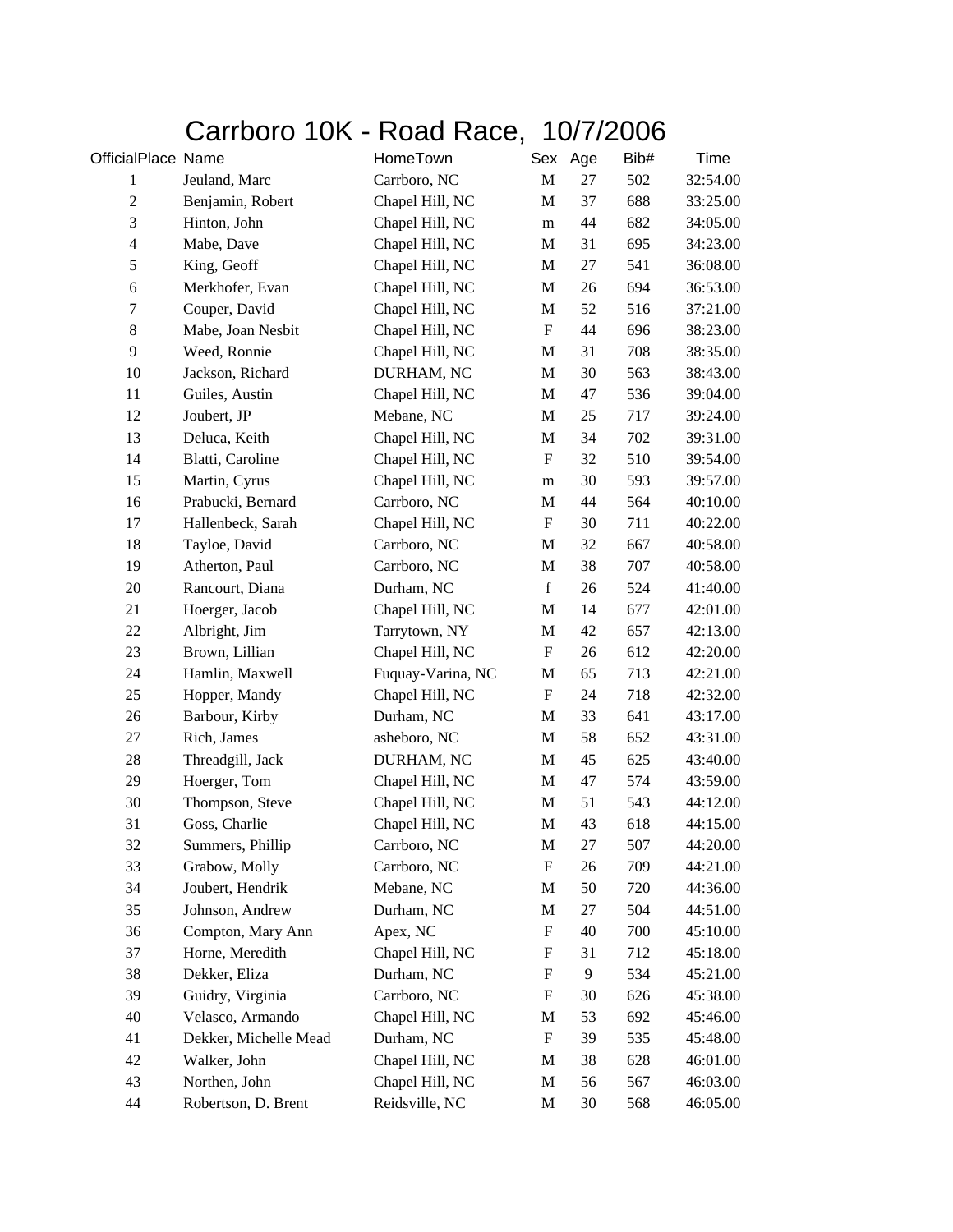# Carrboro 10K - Road Race, 10/7/2006

| OfficialPlace | Name | HomeTown | Sex | Age | Bib# | Time |
|---|---|---|---|---|---|---|
| 1 | Jeuland, Marc | Carrboro, NC | M | 27 | 502 | 32:54.00 |
| 2 | Benjamin, Robert | Chapel Hill, NC | M | 37 | 688 | 33:25.00 |
| 3 | Hinton, John | Chapel Hill, NC | m | 44 | 682 | 34:05.00 |
| 4 | Mabe, Dave | Chapel Hill, NC | M | 31 | 695 | 34:23.00 |
| 5 | King, Geoff | Chapel Hill, NC | M | 27 | 541 | 36:08.00 |
| 6 | Merkhofer, Evan | Chapel Hill, NC | M | 26 | 694 | 36:53.00 |
| 7 | Couper, David | Chapel Hill, NC | M | 52 | 516 | 37:21.00 |
| 8 | Mabe, Joan Nesbit | Chapel Hill, NC | F | 44 | 696 | 38:23.00 |
| 9 | Weed, Ronnie | Chapel Hill, NC | M | 31 | 708 | 38:35.00 |
| 10 | Jackson, Richard | DURHAM, NC | M | 30 | 563 | 38:43.00 |
| 11 | Guiles, Austin | Chapel Hill, NC | M | 47 | 536 | 39:04.00 |
| 12 | Joubert, JP | Mebane, NC | M | 25 | 717 | 39:24.00 |
| 13 | Deluca, Keith | Chapel Hill, NC | M | 34 | 702 | 39:31.00 |
| 14 | Blatti, Caroline | Chapel Hill, NC | F | 32 | 510 | 39:54.00 |
| 15 | Martin, Cyrus | Chapel Hill, NC | m | 30 | 593 | 39:57.00 |
| 16 | Prabucki, Bernard | Carrboro, NC | M | 44 | 564 | 40:10.00 |
| 17 | Hallenbeck, Sarah | Chapel Hill, NC | F | 30 | 711 | 40:22.00 |
| 18 | Tayloe, David | Carrboro, NC | M | 32 | 667 | 40:58.00 |
| 19 | Atherton, Paul | Carrboro, NC | M | 38 | 707 | 40:58.00 |
| 20 | Rancourt, Diana | Durham, NC | f | 26 | 524 | 41:40.00 |
| 21 | Hoerger, Jacob | Chapel Hill, NC | M | 14 | 677 | 42:01.00 |
| 22 | Albright, Jim | Tarrytown, NY | M | 42 | 657 | 42:13.00 |
| 23 | Brown, Lillian | Chapel Hill, NC | F | 26 | 612 | 42:20.00 |
| 24 | Hamlin, Maxwell | Fuquay-Varina, NC | M | 65 | 713 | 42:21.00 |
| 25 | Hopper, Mandy | Chapel Hill, NC | F | 24 | 718 | 42:32.00 |
| 26 | Barbour, Kirby | Durham, NC | M | 33 | 641 | 43:17.00 |
| 27 | Rich, James | asheboro, NC | M | 58 | 652 | 43:31.00 |
| 28 | Threadgill, Jack | DURHAM, NC | M | 45 | 625 | 43:40.00 |
| 29 | Hoerger, Tom | Chapel Hill, NC | M | 47 | 574 | 43:59.00 |
| 30 | Thompson, Steve | Chapel Hill, NC | M | 51 | 543 | 44:12.00 |
| 31 | Goss, Charlie | Chapel Hill, NC | M | 43 | 618 | 44:15.00 |
| 32 | Summers, Phillip | Carrboro, NC | M | 27 | 507 | 44:20.00 |
| 33 | Grabow, Molly | Carrboro, NC | F | 26 | 709 | 44:21.00 |
| 34 | Joubert, Hendrik | Mebane, NC | M | 50 | 720 | 44:36.00 |
| 35 | Johnson, Andrew | Durham, NC | M | 27 | 504 | 44:51.00 |
| 36 | Compton, Mary Ann | Apex, NC | F | 40 | 700 | 45:10.00 |
| 37 | Horne, Meredith | Chapel Hill, NC | F | 31 | 712 | 45:18.00 |
| 38 | Dekker, Eliza | Durham, NC | F | 9 | 534 | 45:21.00 |
| 39 | Guidry, Virginia | Carrboro, NC | F | 30 | 626 | 45:38.00 |
| 40 | Velasco, Armando | Chapel Hill, NC | M | 53 | 692 | 45:46.00 |
| 41 | Dekker, Michelle Mead | Durham, NC | F | 39 | 535 | 45:48.00 |
| 42 | Walker, John | Chapel Hill, NC | M | 38 | 628 | 46:01.00 |
| 43 | Northen, John | Chapel Hill, NC | M | 56 | 567 | 46:03.00 |
| 44 | Robertson, D. Brent | Reidsville, NC | M | 30 | 568 | 46:05.00 |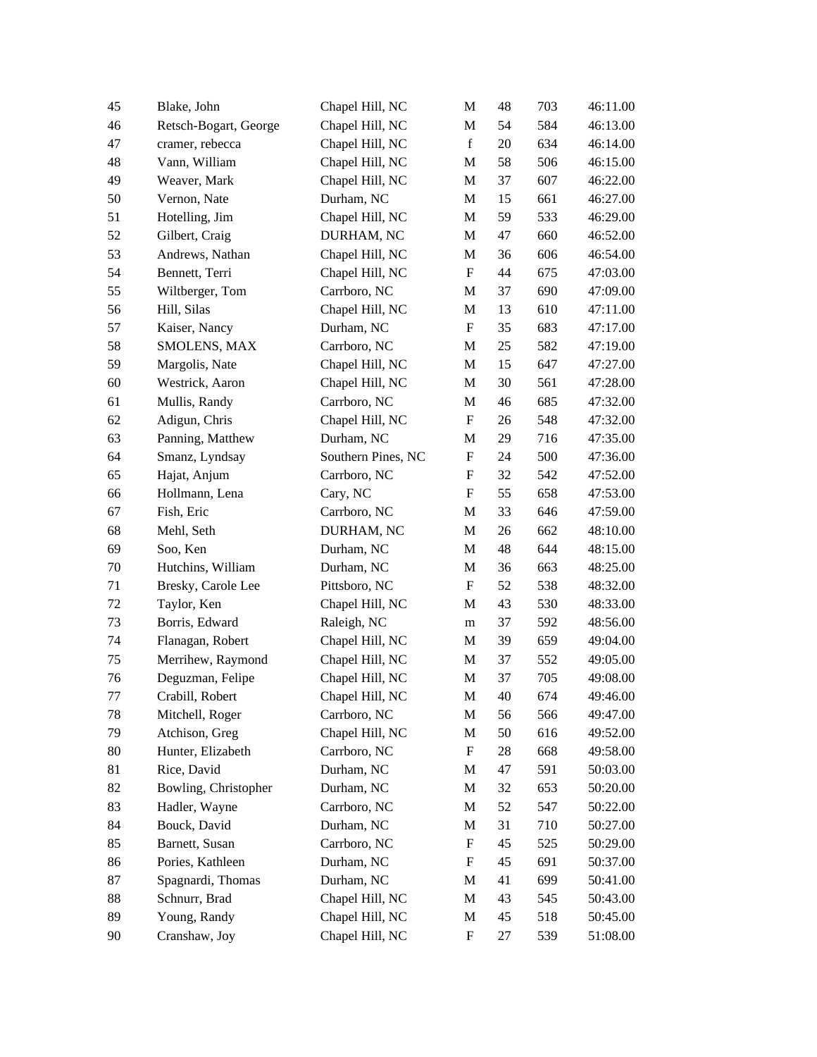| | | | | | | |
|---|---|---|---|---|---|---|
| 45 | Blake, John | Chapel Hill, NC | M | 48 | 703 | 46:11.00 |
| 46 | Retsch-Bogart, George | Chapel Hill, NC | M | 54 | 584 | 46:13.00 |
| 47 | cramer, rebecca | Chapel Hill, NC | f | 20 | 634 | 46:14.00 |
| 48 | Vann, William | Chapel Hill, NC | M | 58 | 506 | 46:15.00 |
| 49 | Weaver, Mark | Chapel Hill, NC | M | 37 | 607 | 46:22.00 |
| 50 | Vernon, Nate | Durham, NC | M | 15 | 661 | 46:27.00 |
| 51 | Hotelling, Jim | Chapel Hill, NC | M | 59 | 533 | 46:29.00 |
| 52 | Gilbert, Craig | DURHAM, NC | M | 47 | 660 | 46:52.00 |
| 53 | Andrews, Nathan | Chapel Hill, NC | M | 36 | 606 | 46:54.00 |
| 54 | Bennett, Terri | Chapel Hill, NC | F | 44 | 675 | 47:03.00 |
| 55 | Wiltberger, Tom | Carrboro, NC | M | 37 | 690 | 47:09.00 |
| 56 | Hill, Silas | Chapel Hill, NC | M | 13 | 610 | 47:11.00 |
| 57 | Kaiser, Nancy | Durham, NC | F | 35 | 683 | 47:17.00 |
| 58 | SMOLENS, MAX | Carrboro, NC | M | 25 | 582 | 47:19.00 |
| 59 | Margolis, Nate | Chapel Hill, NC | M | 15 | 647 | 47:27.00 |
| 60 | Westrick, Aaron | Chapel Hill, NC | M | 30 | 561 | 47:28.00 |
| 61 | Mullis, Randy | Carrboro, NC | M | 46 | 685 | 47:32.00 |
| 62 | Adigun, Chris | Chapel Hill, NC | F | 26 | 548 | 47:32.00 |
| 63 | Panning, Matthew | Durham, NC | M | 29 | 716 | 47:35.00 |
| 64 | Smanz, Lyndsay | Southern Pines, NC | F | 24 | 500 | 47:36.00 |
| 65 | Hajat, Anjum | Carrboro, NC | F | 32 | 542 | 47:52.00 |
| 66 | Hollmann, Lena | Cary, NC | F | 55 | 658 | 47:53.00 |
| 67 | Fish, Eric | Carrboro, NC | M | 33 | 646 | 47:59.00 |
| 68 | Mehl, Seth | DURHAM, NC | M | 26 | 662 | 48:10.00 |
| 69 | Soo, Ken | Durham, NC | M | 48 | 644 | 48:15.00 |
| 70 | Hutchins, William | Durham, NC | M | 36 | 663 | 48:25.00 |
| 71 | Bresky, Carole Lee | Pittsboro, NC | F | 52 | 538 | 48:32.00 |
| 72 | Taylor, Ken | Chapel Hill, NC | M | 43 | 530 | 48:33.00 |
| 73 | Borris, Edward | Raleigh, NC | m | 37 | 592 | 48:56.00 |
| 74 | Flanagan, Robert | Chapel Hill, NC | M | 39 | 659 | 49:04.00 |
| 75 | Merrihew, Raymond | Chapel Hill, NC | M | 37 | 552 | 49:05.00 |
| 76 | Deguzman, Felipe | Chapel Hill, NC | M | 37 | 705 | 49:08.00 |
| 77 | Crabill, Robert | Chapel Hill, NC | M | 40 | 674 | 49:46.00 |
| 78 | Mitchell, Roger | Carrboro, NC | M | 56 | 566 | 49:47.00 |
| 79 | Atchison, Greg | Chapel Hill, NC | M | 50 | 616 | 49:52.00 |
| 80 | Hunter, Elizabeth | Carrboro, NC | F | 28 | 668 | 49:58.00 |
| 81 | Rice, David | Durham, NC | M | 47 | 591 | 50:03.00 |
| 82 | Bowling, Christopher | Durham, NC | M | 32 | 653 | 50:20.00 |
| 83 | Hadler, Wayne | Carrboro, NC | M | 52 | 547 | 50:22.00 |
| 84 | Bouck, David | Durham, NC | M | 31 | 710 | 50:27.00 |
| 85 | Barnett, Susan | Carrboro, NC | F | 45 | 525 | 50:29.00 |
| 86 | Pories, Kathleen | Durham, NC | F | 45 | 691 | 50:37.00 |
| 87 | Spagnardi, Thomas | Durham, NC | M | 41 | 699 | 50:41.00 |
| 88 | Schnurr, Brad | Chapel Hill, NC | M | 43 | 545 | 50:43.00 |
| 89 | Young, Randy | Chapel Hill, NC | M | 45 | 518 | 50:45.00 |
| 90 | Cranshaw, Joy | Chapel Hill, NC | F | 27 | 539 | 51:08.00 |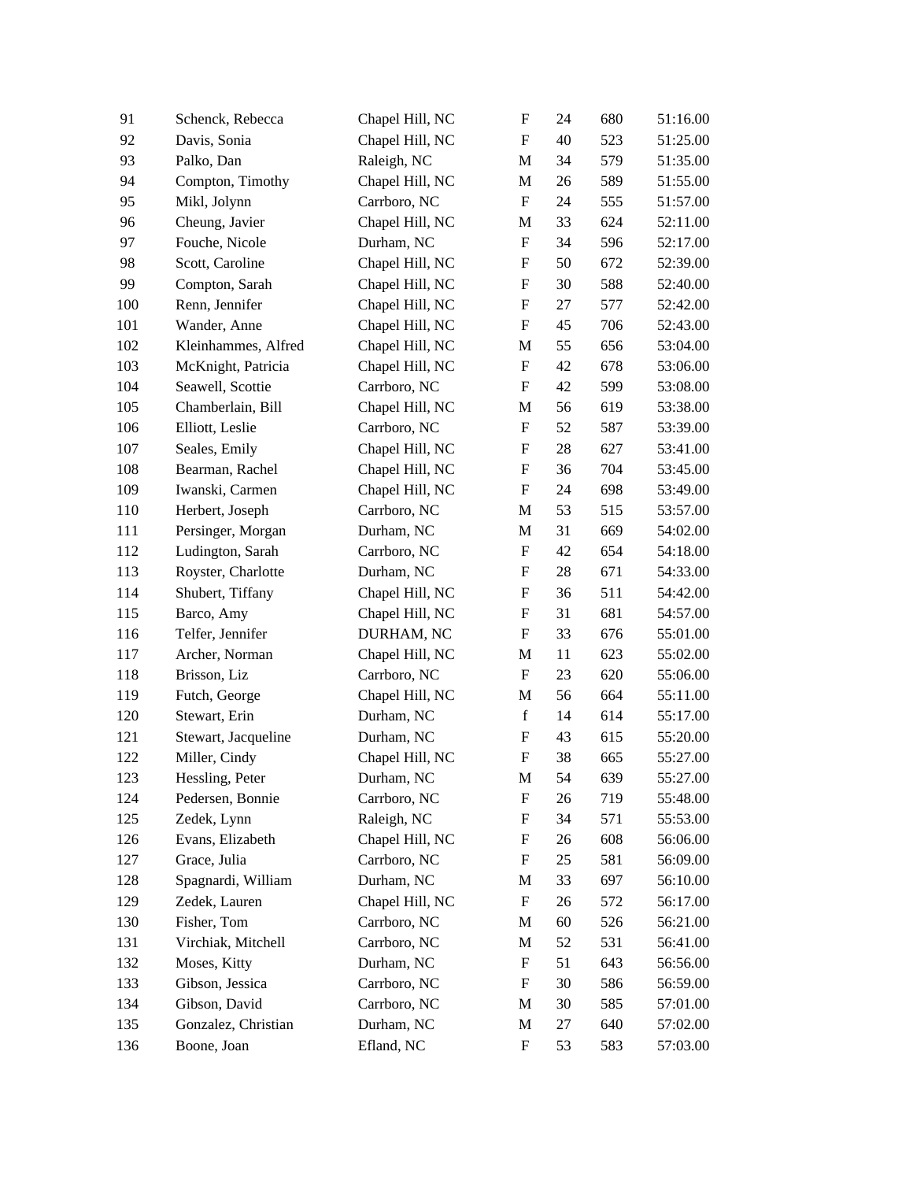| | | | | | | |
|---|---|---|---|---|---|---|
| 91 | Schenck, Rebecca | Chapel Hill, NC | F | 24 | 680 | 51:16.00 |
| 92 | Davis, Sonia | Chapel Hill, NC | F | 40 | 523 | 51:25.00 |
| 93 | Palko, Dan | Raleigh, NC | M | 34 | 579 | 51:35.00 |
| 94 | Compton, Timothy | Chapel Hill, NC | M | 26 | 589 | 51:55.00 |
| 95 | Mikl, Jolynn | Carrboro, NC | F | 24 | 555 | 51:57.00 |
| 96 | Cheung, Javier | Chapel Hill, NC | M | 33 | 624 | 52:11.00 |
| 97 | Fouche, Nicole | Durham, NC | F | 34 | 596 | 52:17.00 |
| 98 | Scott, Caroline | Chapel Hill, NC | F | 50 | 672 | 52:39.00 |
| 99 | Compton, Sarah | Chapel Hill, NC | F | 30 | 588 | 52:40.00 |
| 100 | Renn, Jennifer | Chapel Hill, NC | F | 27 | 577 | 52:42.00 |
| 101 | Wander, Anne | Chapel Hill, NC | F | 45 | 706 | 52:43.00 |
| 102 | Kleinhammes, Alfred | Chapel Hill, NC | M | 55 | 656 | 53:04.00 |
| 103 | McKnight, Patricia | Chapel Hill, NC | F | 42 | 678 | 53:06.00 |
| 104 | Seawell, Scottie | Carrboro, NC | F | 42 | 599 | 53:08.00 |
| 105 | Chamberlain, Bill | Chapel Hill, NC | M | 56 | 619 | 53:38.00 |
| 106 | Elliott, Leslie | Carrboro, NC | F | 52 | 587 | 53:39.00 |
| 107 | Seales, Emily | Chapel Hill, NC | F | 28 | 627 | 53:41.00 |
| 108 | Bearman, Rachel | Chapel Hill, NC | F | 36 | 704 | 53:45.00 |
| 109 | Iwanski, Carmen | Chapel Hill, NC | F | 24 | 698 | 53:49.00 |
| 110 | Herbert, Joseph | Carrboro, NC | M | 53 | 515 | 53:57.00 |
| 111 | Persinger, Morgan | Durham, NC | M | 31 | 669 | 54:02.00 |
| 112 | Ludington, Sarah | Carrboro, NC | F | 42 | 654 | 54:18.00 |
| 113 | Royster, Charlotte | Durham, NC | F | 28 | 671 | 54:33.00 |
| 114 | Shubert, Tiffany | Chapel Hill, NC | F | 36 | 511 | 54:42.00 |
| 115 | Barco, Amy | Chapel Hill, NC | F | 31 | 681 | 54:57.00 |
| 116 | Telfer, Jennifer | DURHAM, NC | F | 33 | 676 | 55:01.00 |
| 117 | Archer, Norman | Chapel Hill, NC | M | 11 | 623 | 55:02.00 |
| 118 | Brisson, Liz | Carrboro, NC | F | 23 | 620 | 55:06.00 |
| 119 | Futch, George | Chapel Hill, NC | M | 56 | 664 | 55:11.00 |
| 120 | Stewart, Erin | Durham, NC | f | 14 | 614 | 55:17.00 |
| 121 | Stewart, Jacqueline | Durham, NC | F | 43 | 615 | 55:20.00 |
| 122 | Miller, Cindy | Chapel Hill, NC | F | 38 | 665 | 55:27.00 |
| 123 | Hessling, Peter | Durham, NC | M | 54 | 639 | 55:27.00 |
| 124 | Pedersen, Bonnie | Carrboro, NC | F | 26 | 719 | 55:48.00 |
| 125 | Zedek, Lynn | Raleigh, NC | F | 34 | 571 | 55:53.00 |
| 126 | Evans, Elizabeth | Chapel Hill, NC | F | 26 | 608 | 56:06.00 |
| 127 | Grace, Julia | Carrboro, NC | F | 25 | 581 | 56:09.00 |
| 128 | Spagnardi, William | Durham, NC | M | 33 | 697 | 56:10.00 |
| 129 | Zedek, Lauren | Chapel Hill, NC | F | 26 | 572 | 56:17.00 |
| 130 | Fisher, Tom | Carrboro, NC | M | 60 | 526 | 56:21.00 |
| 131 | Virchiak, Mitchell | Carrboro, NC | M | 52 | 531 | 56:41.00 |
| 132 | Moses, Kitty | Durham, NC | F | 51 | 643 | 56:56.00 |
| 133 | Gibson, Jessica | Carrboro, NC | F | 30 | 586 | 56:59.00 |
| 134 | Gibson, David | Carrboro, NC | M | 30 | 585 | 57:01.00 |
| 135 | Gonzalez, Christian | Durham, NC | M | 27 | 640 | 57:02.00 |
| 136 | Boone, Joan | Efland, NC | F | 53 | 583 | 57:03.00 |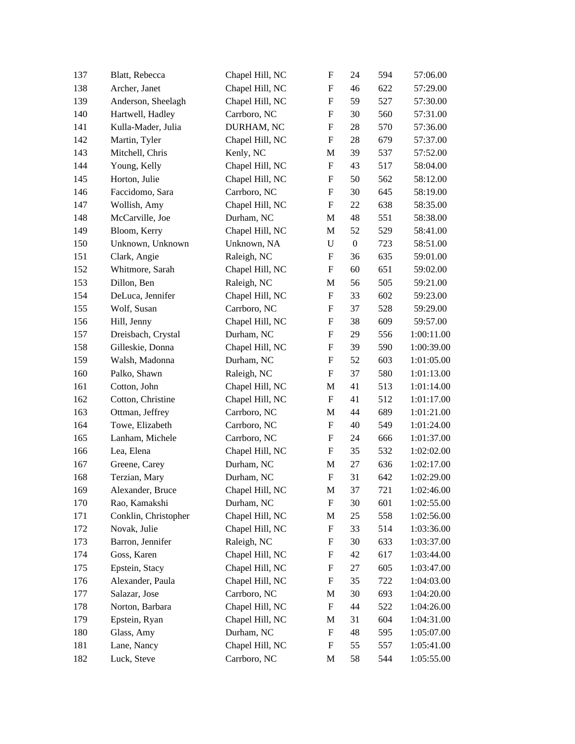| | | | | | | |
|---|---|---|---|---|---|---|
| 137 | Blatt, Rebecca | Chapel Hill, NC | F | 24 | 594 | 57:06.00 |
| 138 | Archer, Janet | Chapel Hill, NC | F | 46 | 622 | 57:29.00 |
| 139 | Anderson, Sheelagh | Chapel Hill, NC | F | 59 | 527 | 57:30.00 |
| 140 | Hartwell, Hadley | Carrboro, NC | F | 30 | 560 | 57:31.00 |
| 141 | Kulla-Mader, Julia | DURHAM, NC | F | 28 | 570 | 57:36.00 |
| 142 | Martin, Tyler | Chapel Hill, NC | F | 28 | 679 | 57:37.00 |
| 143 | Mitchell, Chris | Kenly, NC | M | 39 | 537 | 57:52.00 |
| 144 | Young, Kelly | Chapel Hill, NC | F | 43 | 517 | 58:04.00 |
| 145 | Horton, Julie | Chapel Hill, NC | F | 50 | 562 | 58:12.00 |
| 146 | Faccidomo, Sara | Carrboro, NC | F | 30 | 645 | 58:19.00 |
| 147 | Wollish, Amy | Chapel Hill, NC | F | 22 | 638 | 58:35.00 |
| 148 | McCarville, Joe | Durham, NC | M | 48 | 551 | 58:38.00 |
| 149 | Bloom, Kerry | Chapel Hill, NC | M | 52 | 529 | 58:41.00 |
| 150 | Unknown, Unknown | Unknown, NA | U | 0 | 723 | 58:51.00 |
| 151 | Clark, Angie | Raleigh, NC | F | 36 | 635 | 59:01.00 |
| 152 | Whitmore, Sarah | Chapel Hill, NC | F | 60 | 651 | 59:02.00 |
| 153 | Dillon, Ben | Raleigh, NC | M | 56 | 505 | 59:21.00 |
| 154 | DeLuca, Jennifer | Chapel Hill, NC | F | 33 | 602 | 59:23.00 |
| 155 | Wolf, Susan | Carrboro, NC | F | 37 | 528 | 59:29.00 |
| 156 | Hill, Jenny | Chapel Hill, NC | F | 38 | 609 | 59:57.00 |
| 157 | Dreisbach, Crystal | Durham, NC | F | 29 | 556 | 1:00:11.00 |
| 158 | Gilleskie, Donna | Chapel Hill, NC | F | 39 | 590 | 1:00:39.00 |
| 159 | Walsh, Madonna | Durham, NC | F | 52 | 603 | 1:01:05.00 |
| 160 | Palko, Shawn | Raleigh, NC | F | 37 | 580 | 1:01:13.00 |
| 161 | Cotton, John | Chapel Hill, NC | M | 41 | 513 | 1:01:14.00 |
| 162 | Cotton, Christine | Chapel Hill, NC | F | 41 | 512 | 1:01:17.00 |
| 163 | Ottman, Jeffrey | Carrboro, NC | M | 44 | 689 | 1:01:21.00 |
| 164 | Towe, Elizabeth | Carrboro, NC | F | 40 | 549 | 1:01:24.00 |
| 165 | Lanham, Michele | Carrboro, NC | F | 24 | 666 | 1:01:37.00 |
| 166 | Lea, Elena | Chapel Hill, NC | F | 35 | 532 | 1:02:02.00 |
| 167 | Greene, Carey | Durham, NC | M | 27 | 636 | 1:02:17.00 |
| 168 | Terzian, Mary | Durham, NC | F | 31 | 642 | 1:02:29.00 |
| 169 | Alexander, Bruce | Chapel Hill, NC | M | 37 | 721 | 1:02:46.00 |
| 170 | Rao, Kamakshi | Durham, NC | F | 30 | 601 | 1:02:55.00 |
| 171 | Conklin, Christopher | Chapel Hill, NC | M | 25 | 558 | 1:02:56.00 |
| 172 | Novak, Julie | Chapel Hill, NC | F | 33 | 514 | 1:03:36.00 |
| 173 | Barron, Jennifer | Raleigh, NC | F | 30 | 633 | 1:03:37.00 |
| 174 | Goss, Karen | Chapel Hill, NC | F | 42 | 617 | 1:03:44.00 |
| 175 | Epstein, Stacy | Chapel Hill, NC | F | 27 | 605 | 1:03:47.00 |
| 176 | Alexander, Paula | Chapel Hill, NC | F | 35 | 722 | 1:04:03.00 |
| 177 | Salazar, Jose | Carrboro, NC | M | 30 | 693 | 1:04:20.00 |
| 178 | Norton, Barbara | Chapel Hill, NC | F | 44 | 522 | 1:04:26.00 |
| 179 | Epstein, Ryan | Chapel Hill, NC | M | 31 | 604 | 1:04:31.00 |
| 180 | Glass, Amy | Durham, NC | F | 48 | 595 | 1:05:07.00 |
| 181 | Lane, Nancy | Chapel Hill, NC | F | 55 | 557 | 1:05:41.00 |
| 182 | Luck, Steve | Carrboro, NC | M | 58 | 544 | 1:05:55.00 |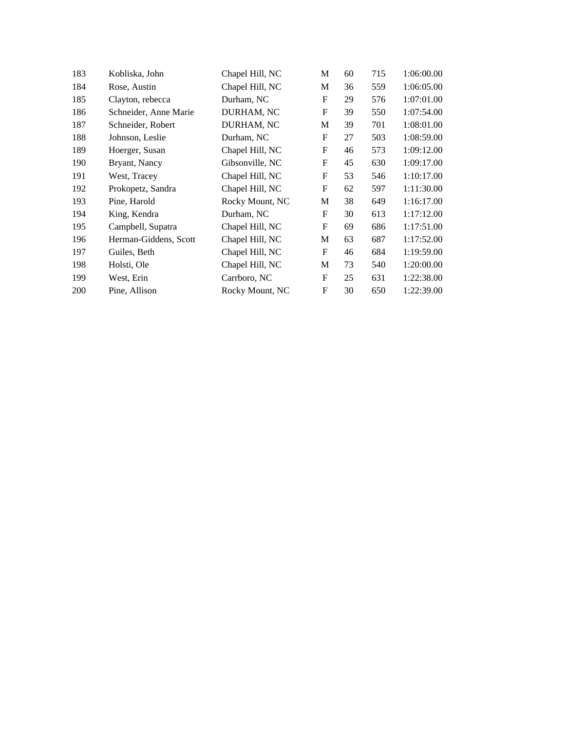| | | | | | | |
|---|---|---|---|---|---|---|
| 183 | Kobliska, John | Chapel Hill, NC | M | 60 | 715 | 1:06:00.00 |
| 184 | Rose, Austin | Chapel Hill, NC | M | 36 | 559 | 1:06:05.00 |
| 185 | Clayton, rebecca | Durham, NC | F | 29 | 576 | 1:07:01.00 |
| 186 | Schneider, Anne Marie | DURHAM, NC | F | 39 | 550 | 1:07:54.00 |
| 187 | Schneider, Robert | DURHAM, NC | M | 39 | 701 | 1:08:01.00 |
| 188 | Johnson, Leslie | Durham, NC | F | 27 | 503 | 1:08:59.00 |
| 189 | Hoerger, Susan | Chapel Hill, NC | F | 46 | 573 | 1:09:12.00 |
| 190 | Bryant, Nancy | Gibsonville, NC | F | 45 | 630 | 1:09:17.00 |
| 191 | West, Tracey | Chapel Hill, NC | F | 53 | 546 | 1:10:17.00 |
| 192 | Prokopetz, Sandra | Chapel Hill, NC | F | 62 | 597 | 1:11:30.00 |
| 193 | Pine, Harold | Rocky Mount, NC | M | 38 | 649 | 1:16:17.00 |
| 194 | King, Kendra | Durham, NC | F | 30 | 613 | 1:17:12.00 |
| 195 | Campbell, Supatra | Chapel Hill, NC | F | 69 | 686 | 1:17:51.00 |
| 196 | Herman-Giddens, Scott | Chapel Hill, NC | M | 63 | 687 | 1:17:52.00 |
| 197 | Guiles, Beth | Chapel Hill, NC | F | 46 | 684 | 1:19:59.00 |
| 198 | Holsti, Ole | Chapel Hill, NC | M | 73 | 540 | 1:20:00.00 |
| 199 | West, Erin | Carrboro, NC | F | 25 | 631 | 1:22:38.00 |
| 200 | Pine, Allison | Rocky Mount, NC | F | 30 | 650 | 1:22:39.00 |